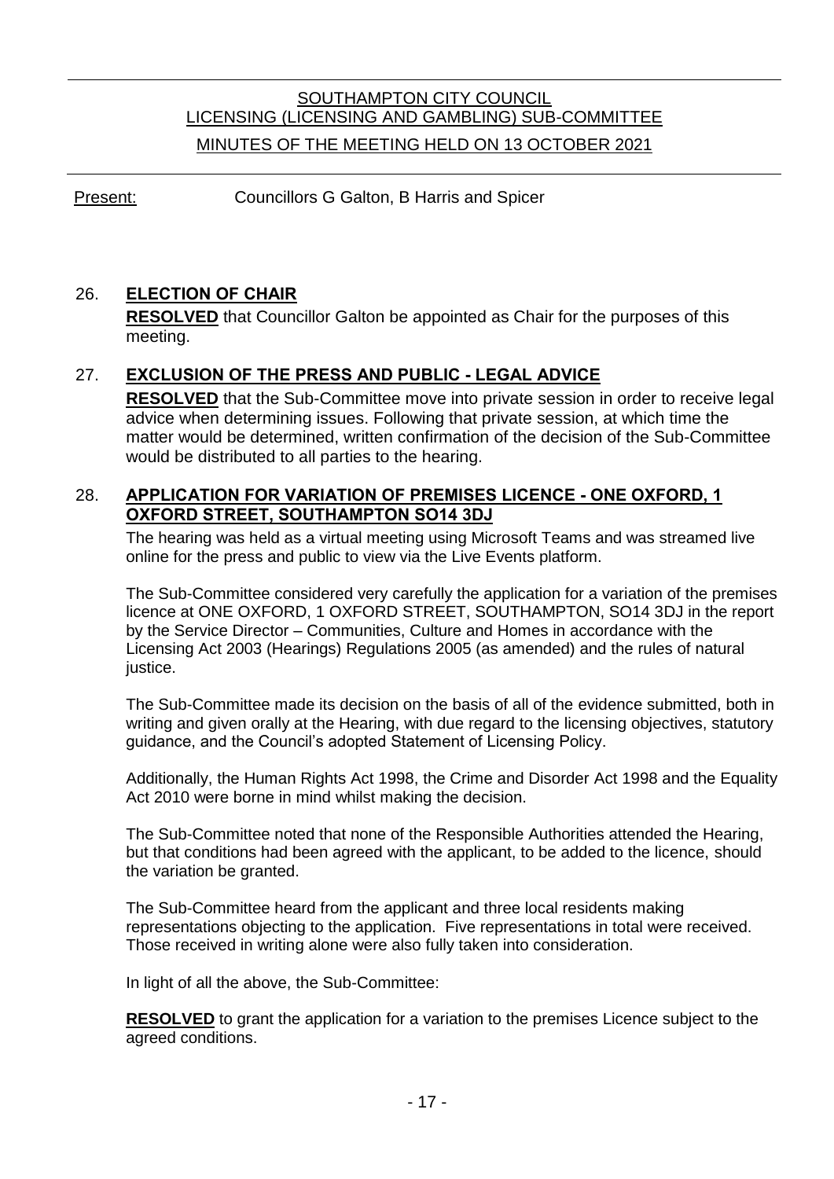# SOUTHAMPTON CITY COUNCIL
## LICENSING (LICENSING AND GAMBLING) SUB-COMMITTEE
## MINUTES OF THE MEETING HELD ON 13 OCTOBER 2021

Present: Councillors G Galton, B Harris and Spicer

### 26. ELECTION OF CHAIR

**RESOLVED** that Councillor Galton be appointed as Chair for the purposes of this meeting.

### 27. EXCLUSION OF THE PRESS AND PUBLIC - LEGAL ADVICE

**RESOLVED** that the Sub-Committee move into private session in order to receive legal advice when determining issues. Following that private session, at which time the matter would be determined, written confirmation of the decision of the Sub-Committee would be distributed to all parties to the hearing.

### 28. APPLICATION FOR VARIATION OF PREMISES LICENCE - ONE OXFORD, 1 OXFORD STREET, SOUTHAMPTON SO14 3DJ

The hearing was held as a virtual meeting using Microsoft Teams and was streamed live online for the press and public to view via the Live Events platform.

The Sub-Committee considered very carefully the application for a variation of the premises licence at ONE OXFORD, 1 OXFORD STREET, SOUTHAMPTON, SO14 3DJ in the report by the Service Director – Communities, Culture and Homes in accordance with the Licensing Act 2003 (Hearings) Regulations 2005 (as amended) and the rules of natural justice.

The Sub-Committee made its decision on the basis of all of the evidence submitted, both in writing and given orally at the Hearing, with due regard to the licensing objectives, statutory guidance, and the Council's adopted Statement of Licensing Policy.

Additionally, the Human Rights Act 1998, the Crime and Disorder Act 1998 and the Equality Act 2010 were borne in mind whilst making the decision.

The Sub-Committee noted that none of the Responsible Authorities attended the Hearing, but that conditions had been agreed with the applicant, to be added to the licence, should the variation be granted.

The Sub-Committee heard from the applicant and three local residents making representations objecting to the application. Five representations in total were received. Those received in writing alone were also fully taken into consideration.

In light of all the above, the Sub-Committee:

**RESOLVED** to grant the application for a variation to the premises Licence subject to the agreed conditions.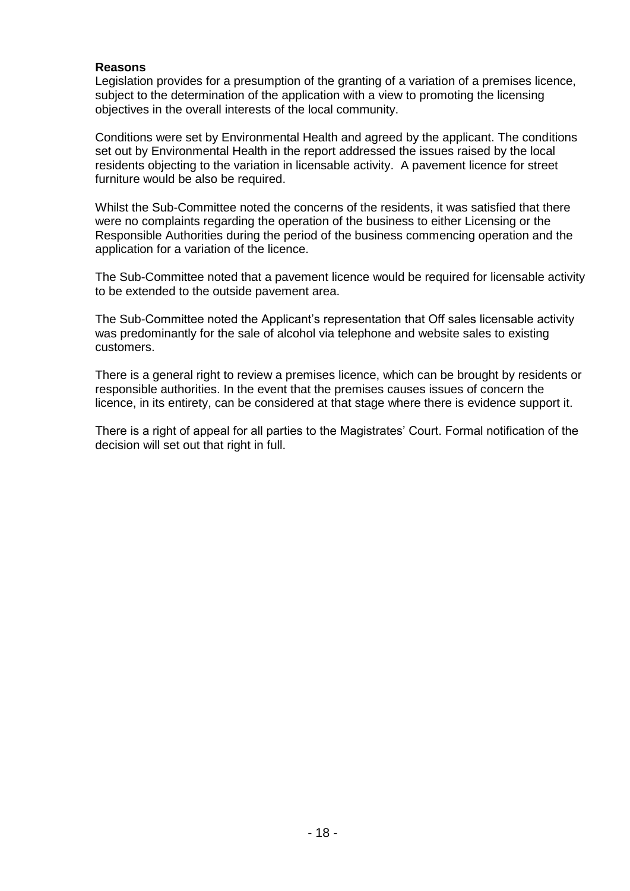**Reasons**

Legislation provides for a presumption of the granting of a variation of a premises licence, subject to the determination of the application with a view to promoting the licensing objectives in the overall interests of the local community.

Conditions were set by Environmental Health and agreed by the applicant. The conditions set out by Environmental Health in the report addressed the issues raised by the local residents objecting to the variation in licensable activity. A pavement licence for street furniture would be also be required.

Whilst the Sub-Committee noted the concerns of the residents, it was satisfied that there were no complaints regarding the operation of the business to either Licensing or the Responsible Authorities during the period of the business commencing operation and the application for a variation of the licence.

The Sub-Committee noted that a pavement licence would be required for licensable activity to be extended to the outside pavement area.

The Sub-Committee noted the Applicant's representation that Off sales licensable activity was predominantly for the sale of alcohol via telephone and website sales to existing customers.

There is a general right to review a premises licence, which can be brought by residents or responsible authorities. In the event that the premises causes issues of concern the licence, in its entirety, can be considered at that stage where there is evidence support it.

There is a right of appeal for all parties to the Magistrates' Court. Formal notification of the decision will set out that right in full.